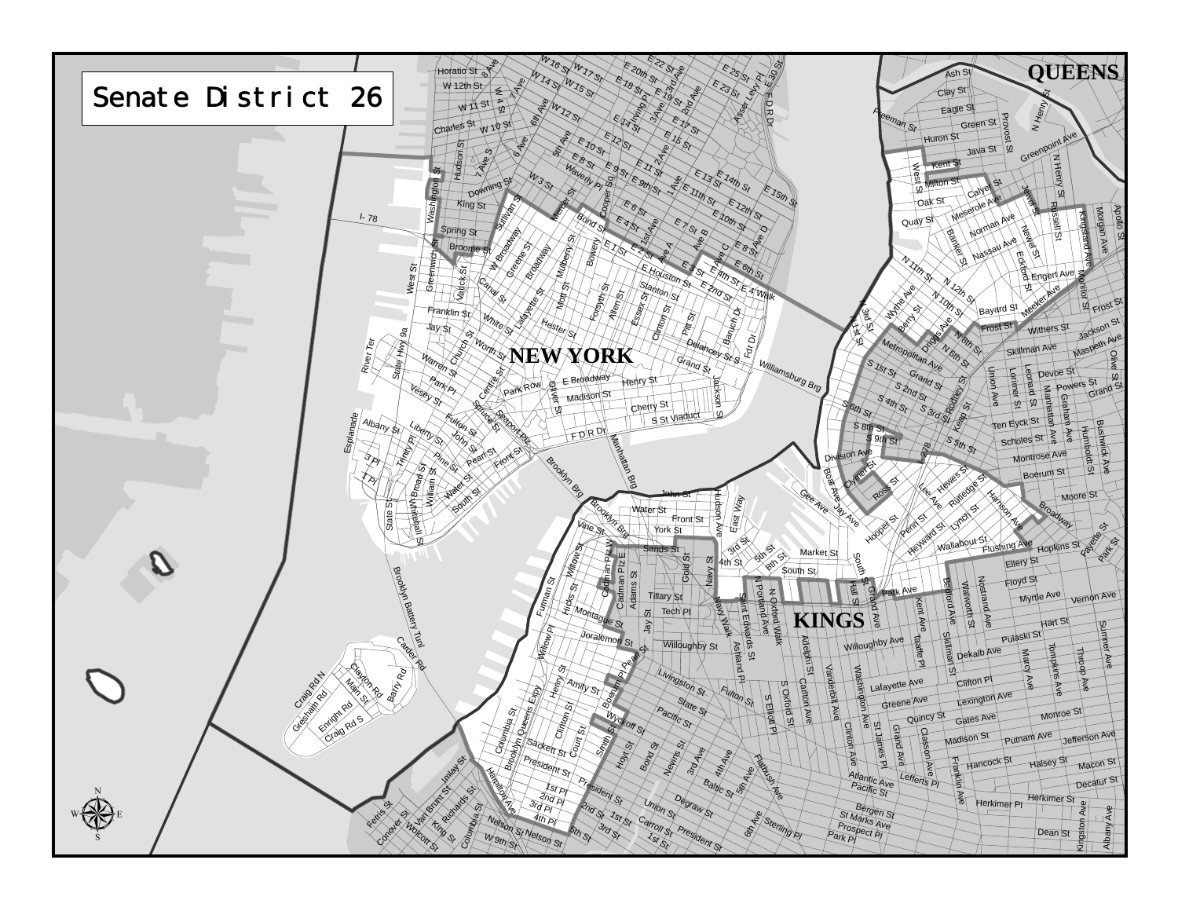# Senate District 26

NEW YORK

KINGS

QUEENS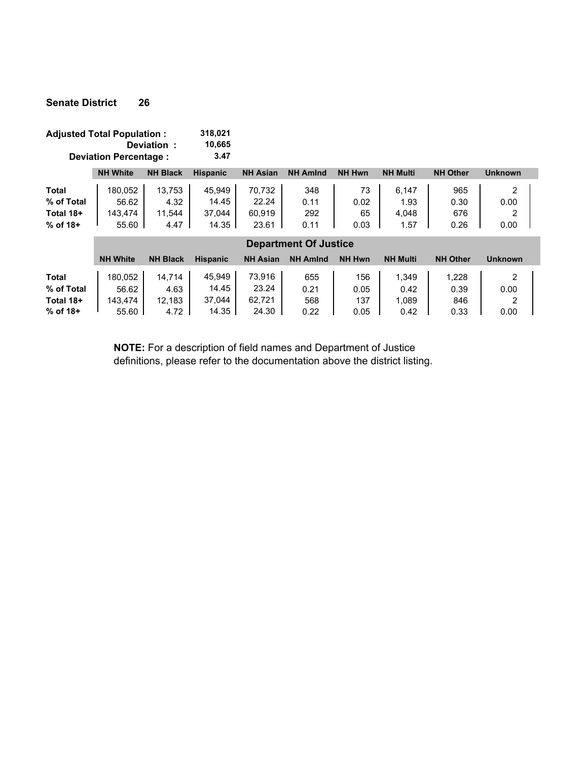**Senate District 26**

**Adjusted Total Population :** **318,021**
**Deviation :** **10,665**
**Deviation Percentage :** **3.47**

| | NH White | NH Black | Hispanic | NH Asian | NH AmInd | NH Hwn | NH Multi | NH Other | Unknown |
|---|---|---|---|---|---|---|---|---|---|
| **Total** | 180,052 | 13,753 | 45,949 | 70,732 | 348 | 73 | 6,147 | 965 | 2 |
| **% of Total** | 56.62 | 4.32 | 14.45 | 22.24 | 0.11 | 0.02 | 1.93 | 0.30 | 0.00 |
| **Total 18+** | 143,474 | 11,544 | 37,044 | 60,919 | 292 | 65 | 4,048 | 676 | 2 |
| **% of 18+** | 55.60 | 4.47 | 14.35 | 23.61 | 0.11 | 0.03 | 1.57 | 0.26 | 0.00 |

**Department Of Justice**

| | NH White | NH Black | Hispanic | NH Asian | NH AmInd | NH Hwn | NH Multi | NH Other | Unknown |
|---|---|---|---|---|---|---|---|---|---|
| **Total** | 180,052 | 14,714 | 45,949 | 73,916 | 655 | 156 | 1,349 | 1,228 | 2 |
| **% of Total** | 56.62 | 4.63 | 14.45 | 23.24 | 0.21 | 0.05 | 0.42 | 0.39 | 0.00 |
| **Total 18+** | 143,474 | 12,183 | 37,044 | 62,721 | 568 | 137 | 1,089 | 846 | 2 |
| **% of 18+** | 55.60 | 4.72 | 14.35 | 24.30 | 0.22 | 0.05 | 0.42 | 0.33 | 0.00 |

**NOTE:** For a description of field names and Department of Justice definitions, please refer to the documentation above the district listing.